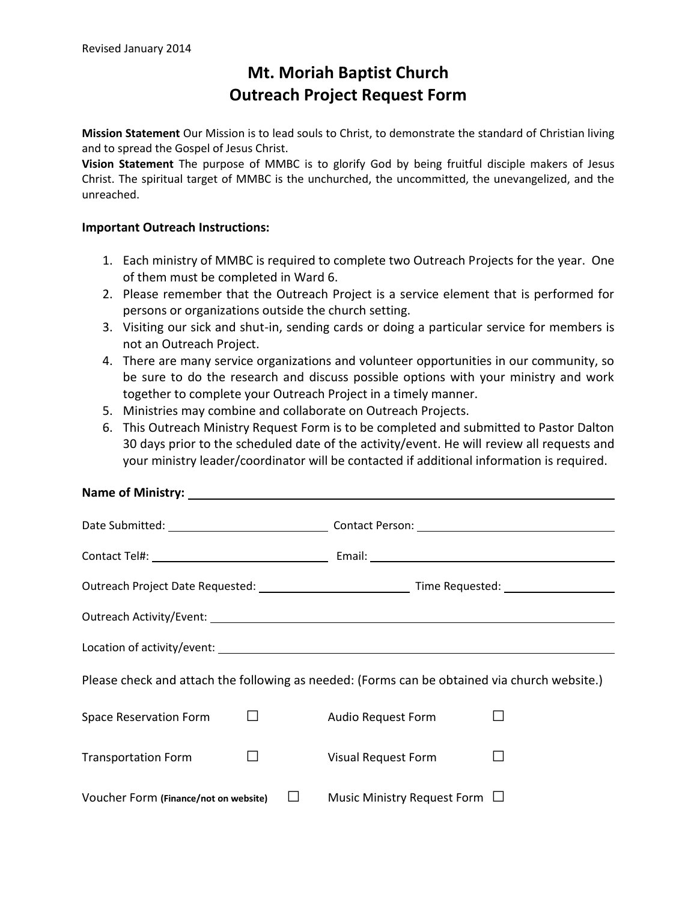Revised January 2014

# Mt. Moriah Baptist Church
# Outreach Project Request Form

**Mission Statement** Our Mission is to lead souls to Christ, to demonstrate the standard of Christian living and to spread the Gospel of Jesus Christ.

**Vision Statement** The purpose of MMBC is to glorify God by being fruitful disciple makers of Jesus Christ. The spiritual target of MMBC is the unchurched, the uncommitted, the unevangelized, and the unreached.

### Important Outreach Instructions:

1. Each ministry of MMBC is required to complete two Outreach Projects for the year. One of them must be completed in Ward 6.
2. Please remember that the Outreach Project is a service element that is performed for persons or organizations outside the church setting.
3. Visiting our sick and shut-in, sending cards or doing a particular service for members is not an Outreach Project.
4. There are many service organizations and volunteer opportunities in our community, so be sure to do the research and discuss possible options with your ministry and work together to complete your Outreach Project in a timely manner.
5. Ministries may combine and collaborate on Outreach Projects.
6. This Outreach Ministry Request Form is to be completed and submitted to Pastor Dalton 30 days prior to the scheduled date of the activity/event. He will review all requests and your ministry leader/coordinator will be contacted if additional information is required.

**Name of Ministry:** ______________________________

Date Submitted: ____________________ Contact Person: ____________________

Contact Tel#: ____________________ Email: ____________________

Outreach Project Date Requested: ____________________ Time Requested: ______________

Outreach Activity/Event: ______________________________

Location of activity/event: ______________________________

Please check and attach the following as needed: (Forms can be obtained via church website.)

| | | | |
|---|---|---|---|
| Space Reservation Form | ☐ | Audio Request Form | ☐ |
| Transportation Form | ☐ | Visual Request Form | ☐ |
| Voucher Form **(Finance/not on website)** | ☐ | Music Ministry Request Form | ☐ |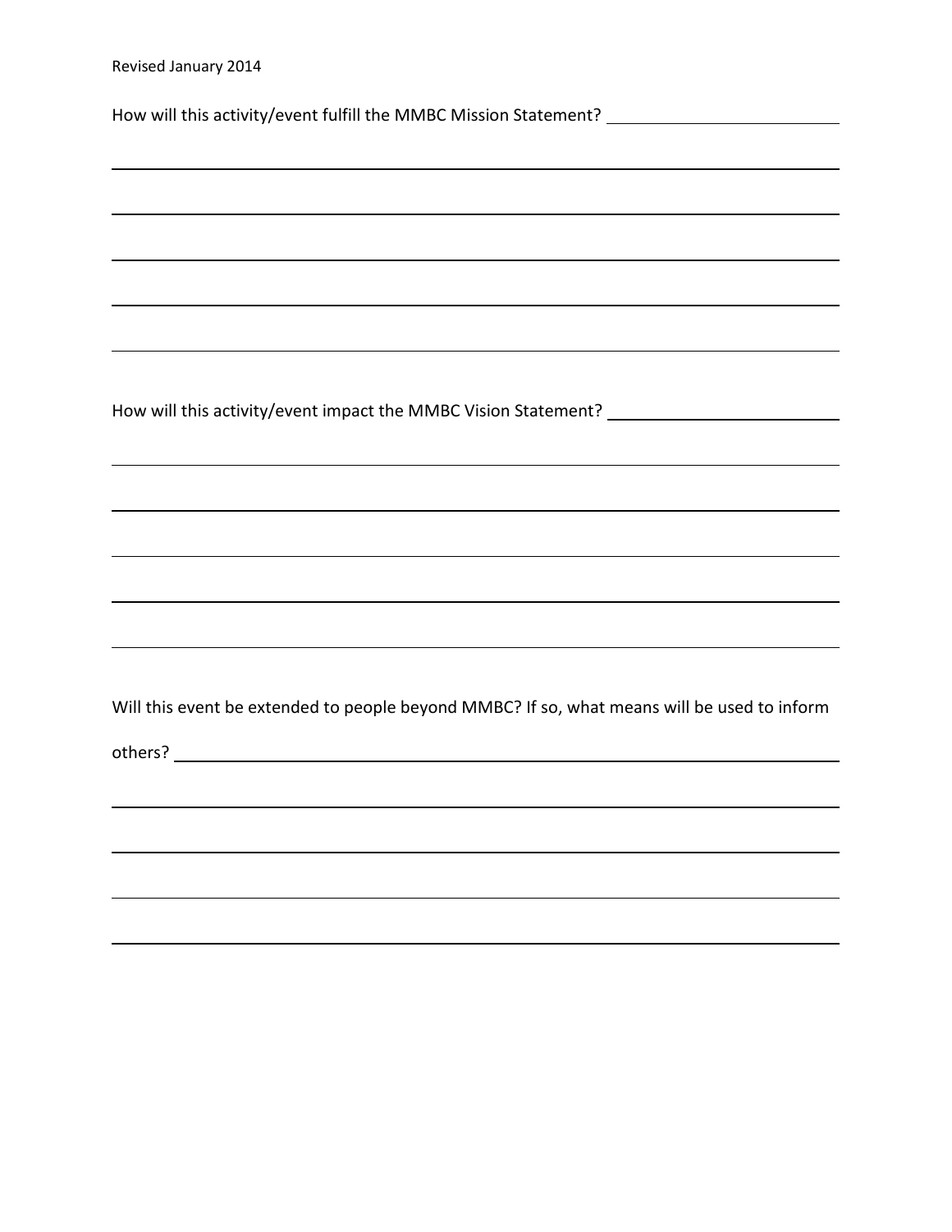Revised January 2014

How will this activity/event fulfill the MMBC Mission Statement? ________________________

_____________________________________________________________________________

_____________________________________________________________________________

_____________________________________________________________________________

_____________________________________________________________________________

_____________________________________________________________________________

How will this activity/event impact the MMBC Vision Statement? ________________________

_____________________________________________________________________________

_____________________________________________________________________________

_____________________________________________________________________________

_____________________________________________________________________________

_____________________________________________________________________________

Will this event be extended to people beyond MMBC? If so, what means will be used to inform others? ______________________________________________________________________

_____________________________________________________________________________

_____________________________________________________________________________

_____________________________________________________________________________

_____________________________________________________________________________